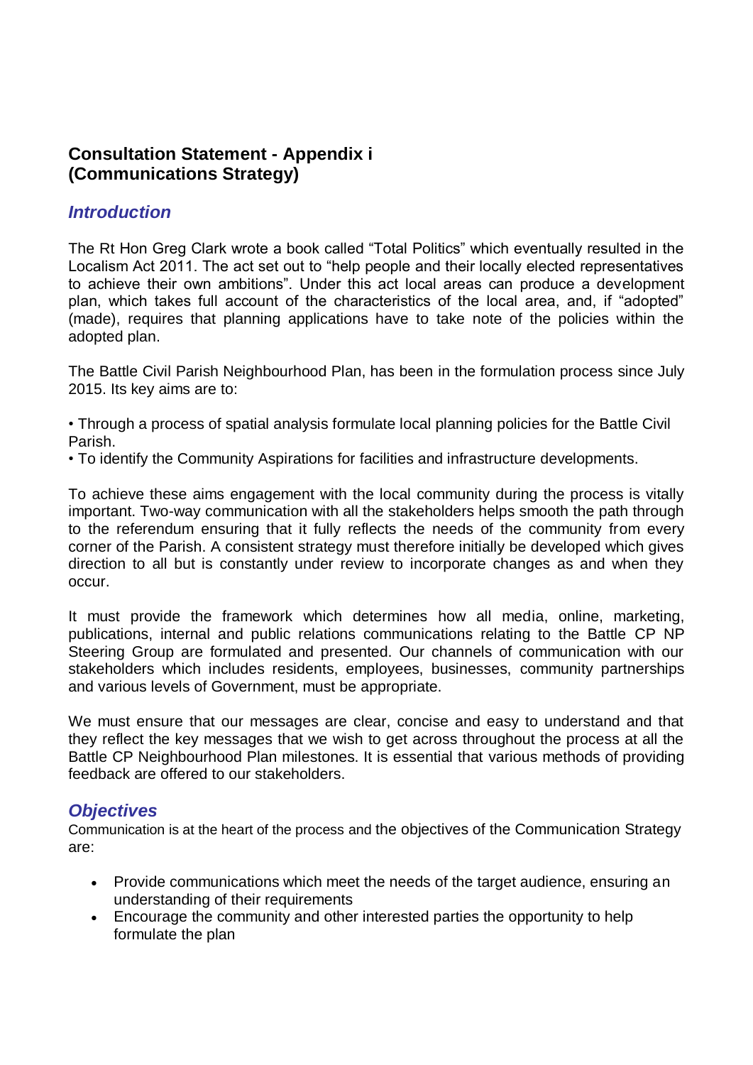# Consultation Statement - Appendix i (Communications Strategy)

## *Introduction*

The Rt Hon Greg Clark wrote a book called "Total Politics" which eventually resulted in the Localism Act 2011. The act set out to "help people and their locally elected representatives to achieve their own ambitions". Under this act local areas can produce a development plan, which takes full account of the characteristics of the local area, and, if "adopted" (made), requires that planning applications have to take note of the policies within the adopted plan.

The Battle Civil Parish Neighbourhood Plan, has been in the formulation process since July 2015. Its key aims are to:

• Through a process of spatial analysis formulate local planning policies for the Battle Civil Parish.
• To identify the Community Aspirations for facilities and infrastructure developments.

To achieve these aims engagement with the local community during the process is vitally important. Two-way communication with all the stakeholders helps smooth the path through to the referendum ensuring that it fully reflects the needs of the community from every corner of the Parish. A consistent strategy must therefore initially be developed which gives direction to all but is constantly under review to incorporate changes as and when they occur.

It must provide the framework which determines how all media, online, marketing, publications, internal and public relations communications relating to the Battle CP NP Steering Group are formulated and presented. Our channels of communication with our stakeholders which includes residents, employees, businesses, community partnerships and various levels of Government, must be appropriate.

We must ensure that our messages are clear, concise and easy to understand and that they reflect the key messages that we wish to get across throughout the process at all the Battle CP Neighbourhood Plan milestones. It is essential that various methods of providing feedback are offered to our stakeholders.

## *Objectives*

Communication is at the heart of the process and the objectives of the Communication Strategy are:

- Provide communications which meet the needs of the target audience, ensuring an understanding of their requirements
- Encourage the community and other interested parties the opportunity to help formulate the plan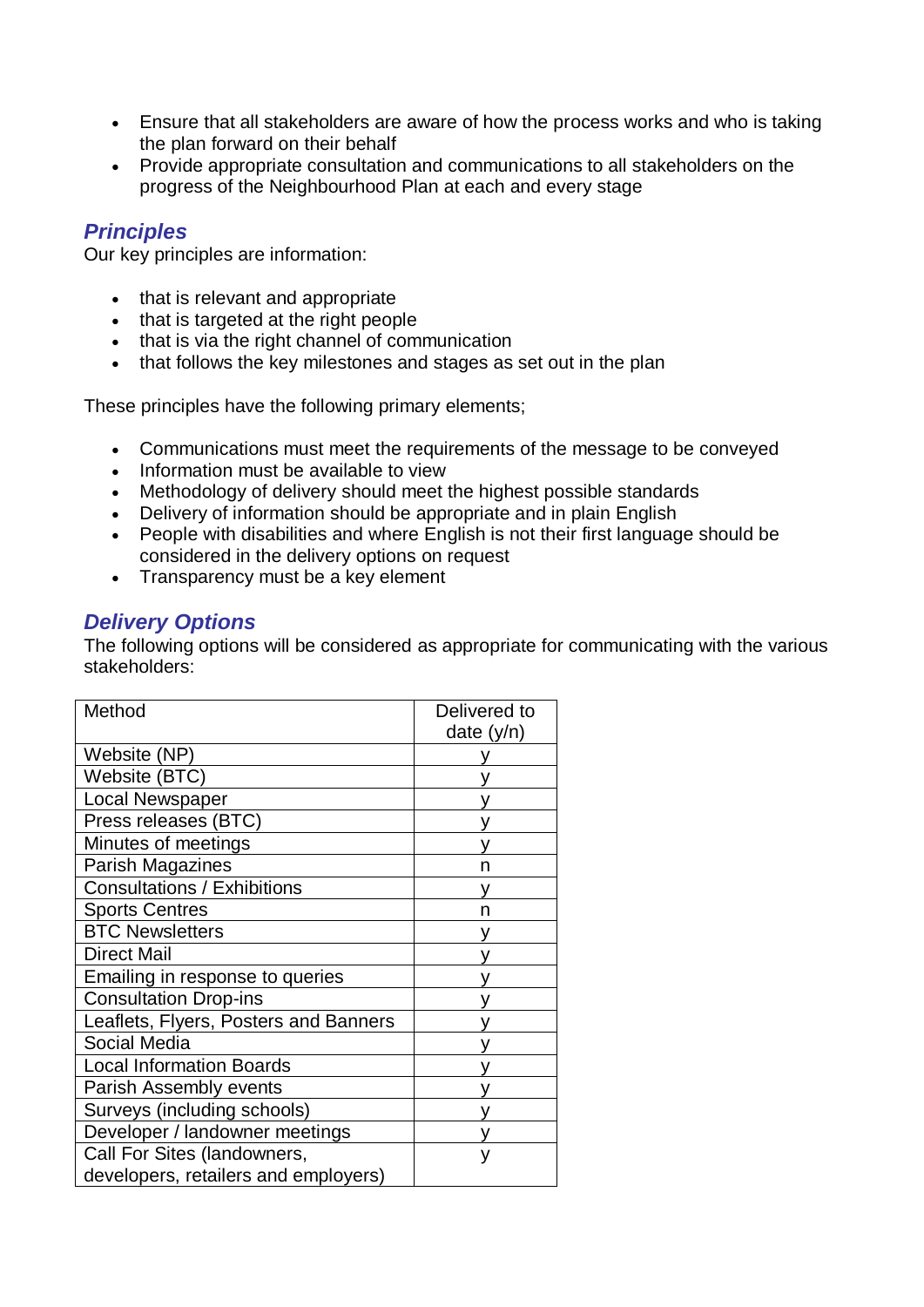- Ensure that all stakeholders are aware of how the process works and who is taking the plan forward on their behalf
- Provide appropriate consultation and communications to all stakeholders on the progress of the Neighbourhood Plan at each and every stage

## *Principles*

Our key principles are information:

- that is relevant and appropriate
- that is targeted at the right people
- that is via the right channel of communication
- that follows the key milestones and stages as set out in the plan

These principles have the following primary elements;

- Communications must meet the requirements of the message to be conveyed
- Information must be available to view
- Methodology of delivery should meet the highest possible standards
- Delivery of information should be appropriate and in plain English
- People with disabilities and where English is not their first language should be considered in the delivery options on request
- Transparency must be a key element

## *Delivery Options*

The following options will be considered as appropriate for communicating with the various stakeholders:

| Method | Delivered to date (y/n) |
|---|---|
| Website (NP) | y |
| Website (BTC) | y |
| Local Newspaper | y |
| Press releases (BTC) | y |
| Minutes of meetings | y |
| Parish Magazines | n |
| Consultations / Exhibitions | y |
| Sports Centres | n |
| BTC Newsletters | y |
| Direct Mail | y |
| Emailing in response to queries | y |
| Consultation Drop-ins | y |
| Leaflets, Flyers, Posters and Banners | y |
| Social Media | y |
| Local Information Boards | y |
| Parish Assembly events | y |
| Surveys (including schools) | y |
| Developer / landowner meetings | y |
| Call For Sites (landowners, developers, retailers and employers) | y |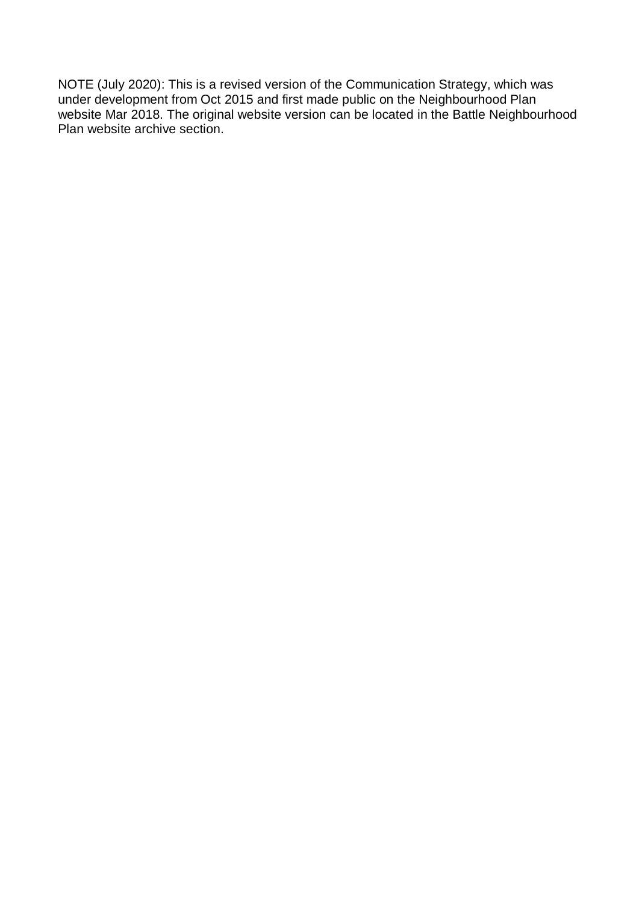NOTE (July 2020): This is a revised version of the Communication Strategy, which was under development from Oct 2015 and first made public on the Neighbourhood Plan website Mar 2018. The original website version can be located in the Battle Neighbourhood Plan website archive section.